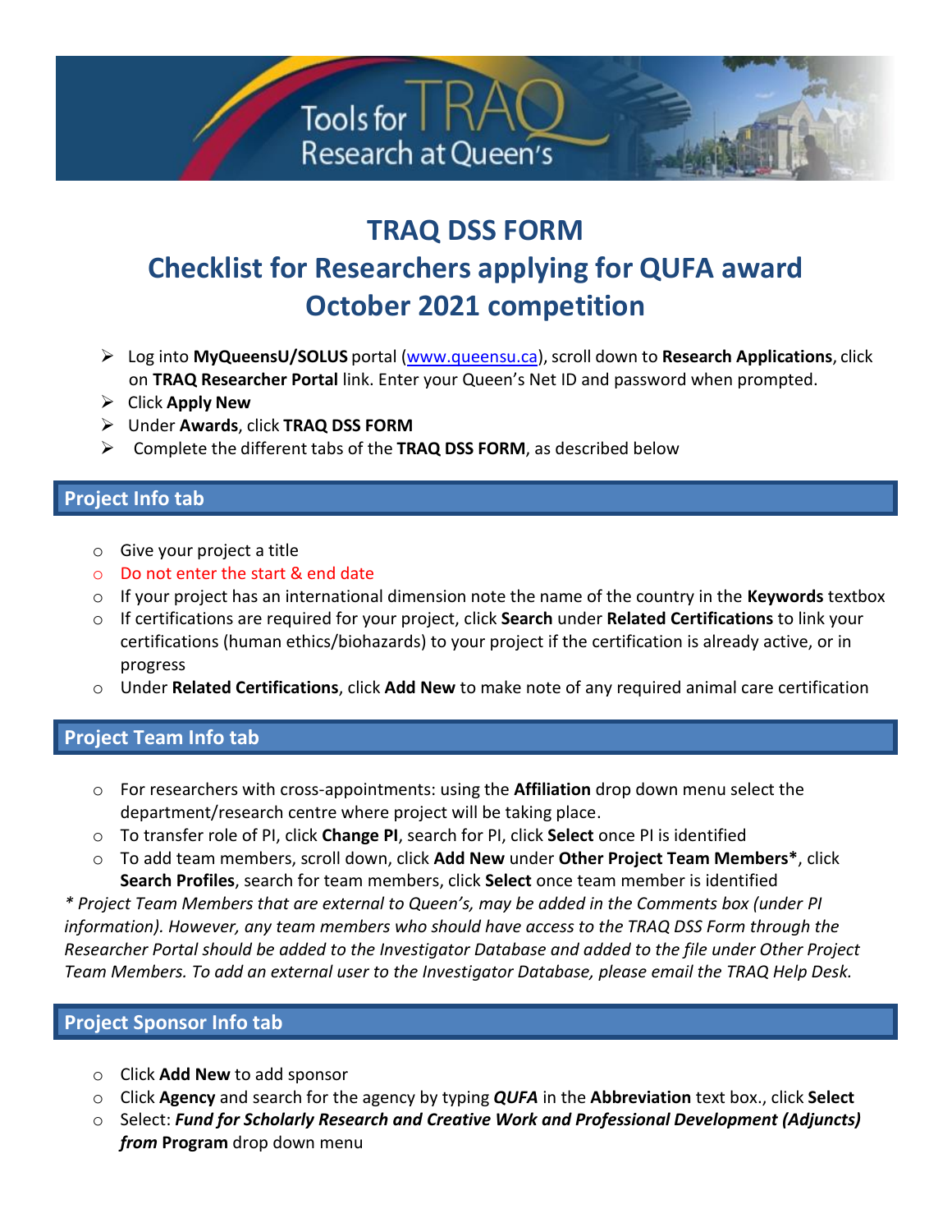# TRAQ DSS FORM

## Checklist for Researchers applying for QUFA award October 2021 competition

- Log into **MyQueensU/SOLUS** portal (www.queensu.ca), scroll down to **Research Applications**, click on **TRAQ Researcher Portal** link. Enter your Queen's Net ID and password when prompted.
- Click **Apply New**
- Under **Awards**, click **TRAQ DSS FORM**
- Complete the different tabs of the **TRAQ DSS FORM**, as described below

### Project Info tab

- Give your project a title
- Do not enter the start & end date
- If your project has an international dimension note the name of the country in the **Keywords** textbox
- If certifications are required for your project, click **Search** under **Related Certifications** to link your certifications (human ethics/biohazards) to your project if the certification is already active, or in progress
- Under **Related Certifications**, click **Add New** to make note of any required animal care certification

### Project Team Info tab

- For researchers with cross-appointments: using the **Affiliation** drop down menu select the department/research centre where project will be taking place.
- To transfer role of PI, click **Change PI**, search for PI, click **Select** once PI is identified
- To add team members, scroll down, click **Add New** under **Other Project Team Members***, click **Search Profiles**, search for team members, click **Select** once team member is identified

*\* Project Team Members that are external to Queen's, may be added in the Comments box (under PI information). However, any team members who should have access to the TRAQ DSS Form through the Researcher Portal should be added to the Investigator Database and added to the file under Other Project Team Members. To add an external user to the Investigator Database, please email the TRAQ Help Desk.*

### Project Sponsor Info tab

- Click **Add New** to add sponsor
- Click **Agency** and search for the agency by typing ***QUFA*** in the **Abbreviation** text box., click **Select**
- Select: ***Fund for Scholarly Research and Creative Work and Professional Development (Adjuncts) from*** **Program** drop down menu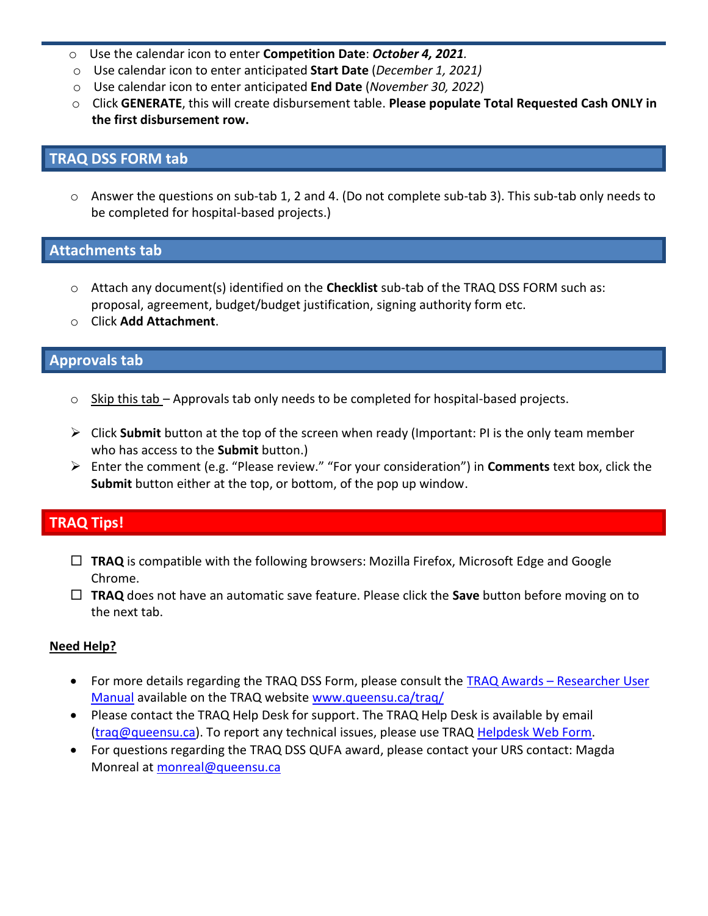- Use the calendar icon to enter **Competition Date**: ***October 4, 2021***.
- Use calendar icon to enter anticipated **Start Date** (*December 1, 2021)*
- Use calendar icon to enter anticipated **End Date** (*November 30, 2022*)
- Click **GENERATE**, this will create disbursement table. **Please populate Total Requested Cash ONLY in the first disbursement row.**

## TRAQ DSS FORM tab

- Answer the questions on sub-tab 1, 2 and 4. (Do not complete sub-tab 3). This sub-tab only needs to be completed for hospital-based projects.)

## Attachments tab

- Attach any document(s) identified on the **Checklist** sub-tab of the TRAQ DSS FORM such as: proposal, agreement, budget/budget justification, signing authority form etc.
- Click **Add Attachment**.

## Approvals tab

- Skip this tab – Approvals tab only needs to be completed for hospital-based projects.

- Click **Submit** button at the top of the screen when ready (Important: PI is the only team member who has access to the **Submit** button.)
- Enter the comment (e.g. "Please review." "For your consideration") in **Comments** text box, click the **Submit** button either at the top, or bottom, of the pop up window.

## TRAQ Tips!

- ☐ **TRAQ** is compatible with the following browsers: Mozilla Firefox, Microsoft Edge and Google Chrome.
- ☐ **TRAQ** does not have an automatic save feature. Please click the **Save** button before moving on to the next tab.

**Need Help?**

- For more details regarding the TRAQ DSS Form, please consult the TRAQ Awards – Researcher User Manual available on the TRAQ website www.queensu.ca/traq/
- Please contact the TRAQ Help Desk for support. The TRAQ Help Desk is available by email (traq@queensu.ca). To report any technical issues, please use TRAQ Helpdesk Web Form.
- For questions regarding the TRAQ DSS QUFA award, please contact your URS contact: Magda Monreal at monreal@queensu.ca